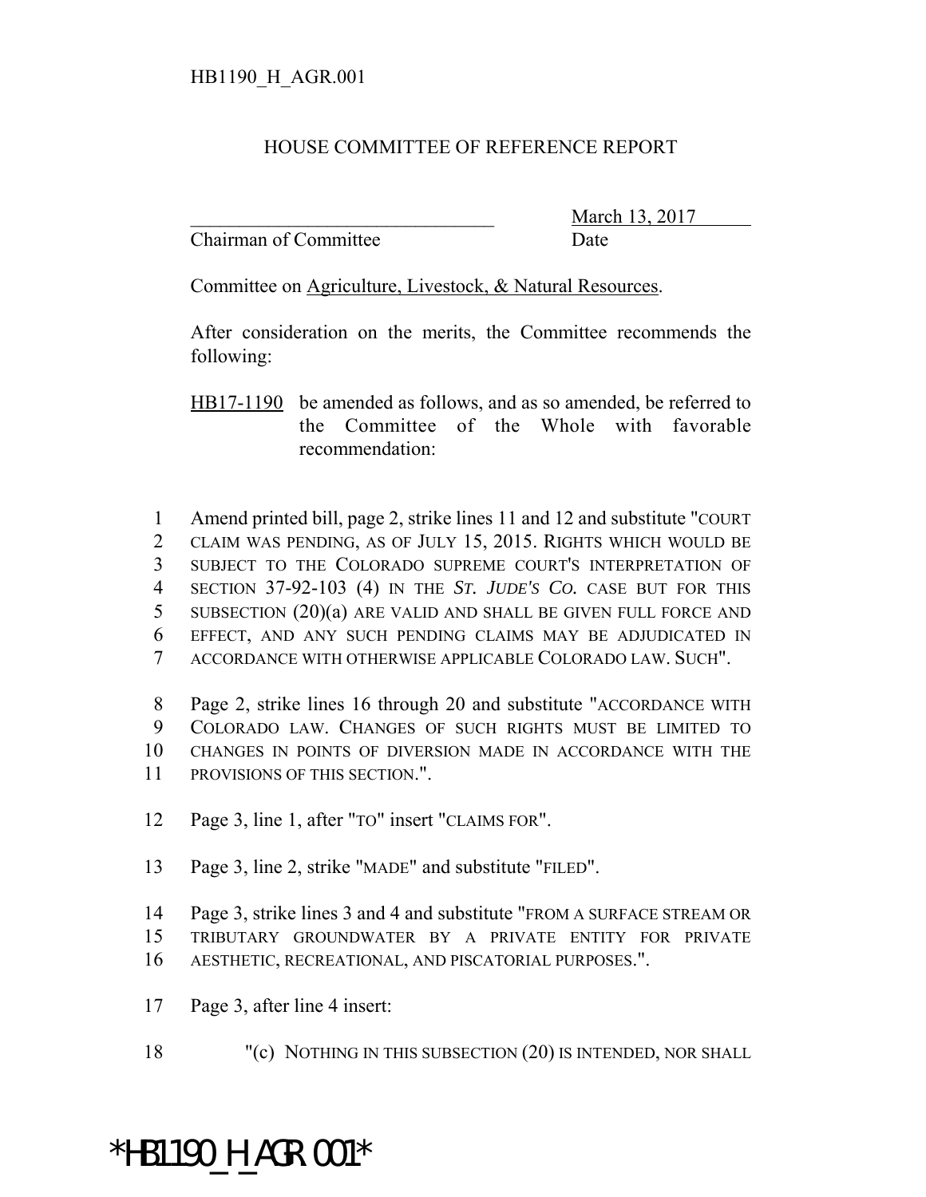HB1190_H_AGR.001

# HOUSE COMMITTEE OF REFERENCE REPORT

_______________________________ March 13, 2017
Chairman of Committee Date

Committee on Agriculture, Livestock, & Natural Resources.

After consideration on the merits, the Committee recommends the following:

HB17-1190 be amended as follows, and as so amended, be referred to the Committee of the Whole with favorable recommendation:

1 Amend printed bill, page 2, strike lines 11 and 12 and substitute "COURT
2 CLAIM WAS PENDING, AS OF JULY 15, 2015. RIGHTS WHICH WOULD BE
3 SUBJECT TO THE COLORADO SUPREME COURT'S INTERPRETATION OF
4 SECTION 37-92-103 (4) IN THE *ST. JUDE'S CO.* CASE BUT FOR THIS
5 SUBSECTION (20)(a) ARE VALID AND SHALL BE GIVEN FULL FORCE AND
6 EFFECT, AND ANY SUCH PENDING CLAIMS MAY BE ADJUDICATED IN
7 ACCORDANCE WITH OTHERWISE APPLICABLE COLORADO LAW. SUCH".

8 Page 2, strike lines 16 through 20 and substitute "ACCORDANCE WITH
9 COLORADO LAW. CHANGES OF SUCH RIGHTS MUST BE LIMITED TO
10 CHANGES IN POINTS OF DIVERSION MADE IN ACCORDANCE WITH THE
11 PROVISIONS OF THIS SECTION.".

12 Page 3, line 1, after "TO" insert "CLAIMS FOR".

13 Page 3, line 2, strike "MADE" and substitute "FILED".

14 Page 3, strike lines 3 and 4 and substitute "FROM A SURFACE STREAM OR
15 TRIBUTARY GROUNDWATER BY A PRIVATE ENTITY FOR PRIVATE
16 AESTHETIC, RECREATIONAL, AND PISCATORIAL PURPOSES.".

17 Page 3, after line 4 insert:

18 "(c) NOTHING IN THIS SUBSECTION (20) IS INTENDED, NOR SHALL

*HB1190_H_AGR.001*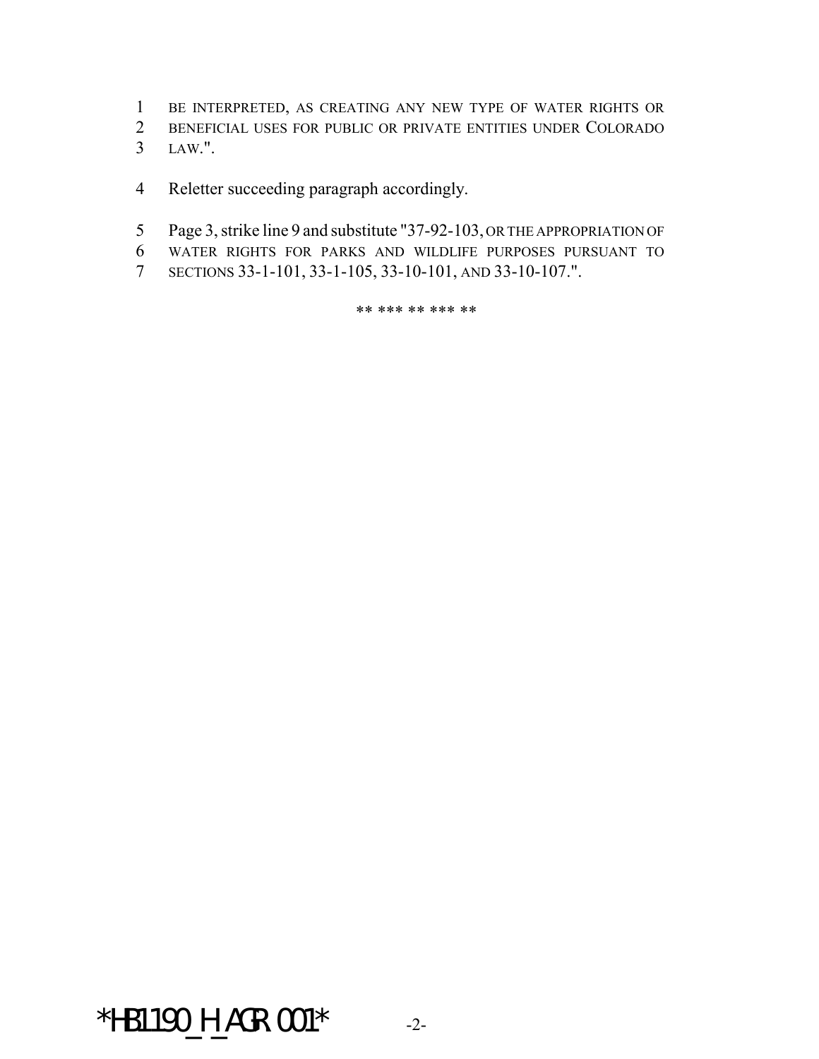1 BE INTERPRETED, AS CREATING ANY NEW TYPE OF WATER RIGHTS OR
2 BENEFICIAL USES FOR PUBLIC OR PRIVATE ENTITIES UNDER COLORADO
3 LAW.".

4 Reletter succeeding paragraph accordingly.

5 Page 3, strike line 9 and substitute "37-92-103, OR THE APPROPRIATION OF
6 WATER RIGHTS FOR PARKS AND WILDLIFE PURPOSES PURSUANT TO
7 SECTIONS 33-1-101, 33-1-105, 33-10-101, AND 33-10-107.".

** *** ** *** **

*HB1190_H_AGR.001*